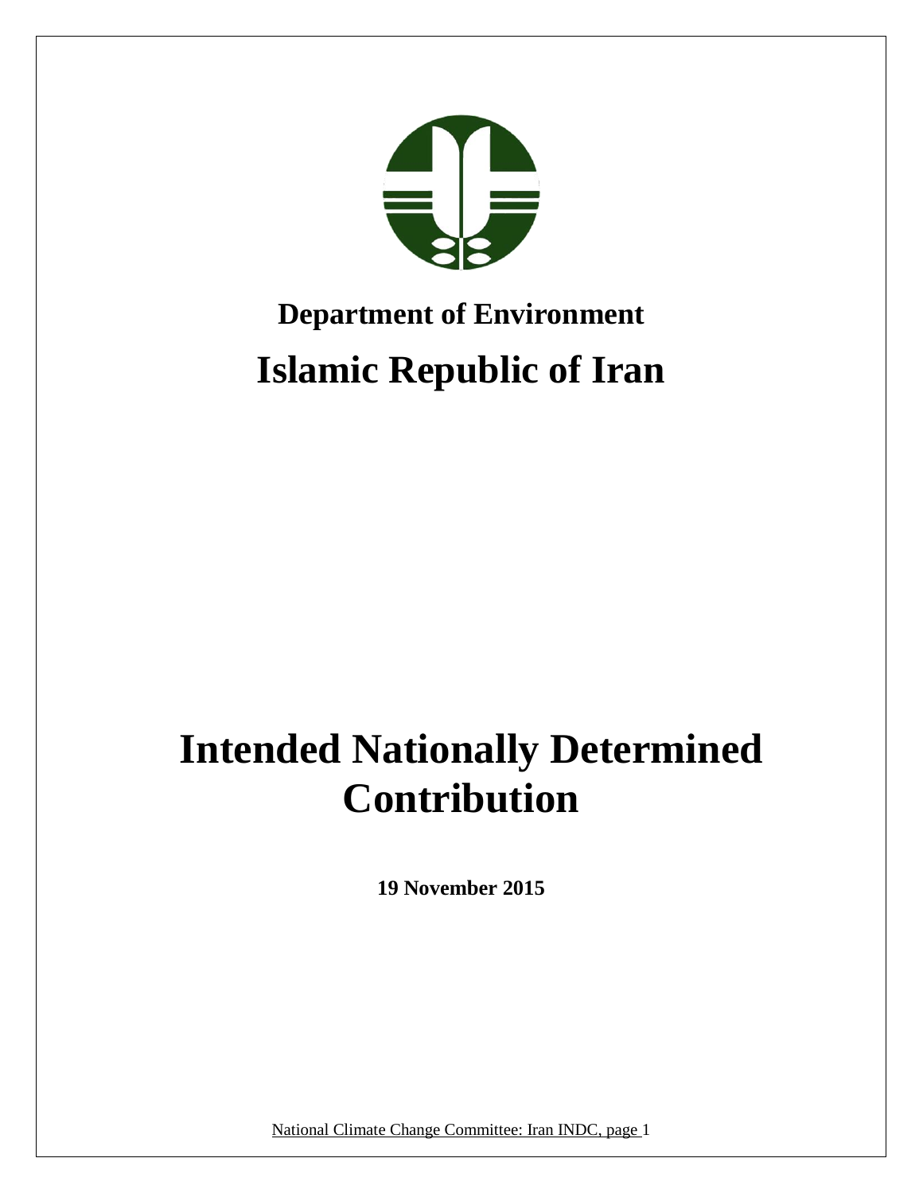**Department of Environment**

# Islamic Republic of Iran

# Intended Nationally Determined Contribution

**19 November 2015**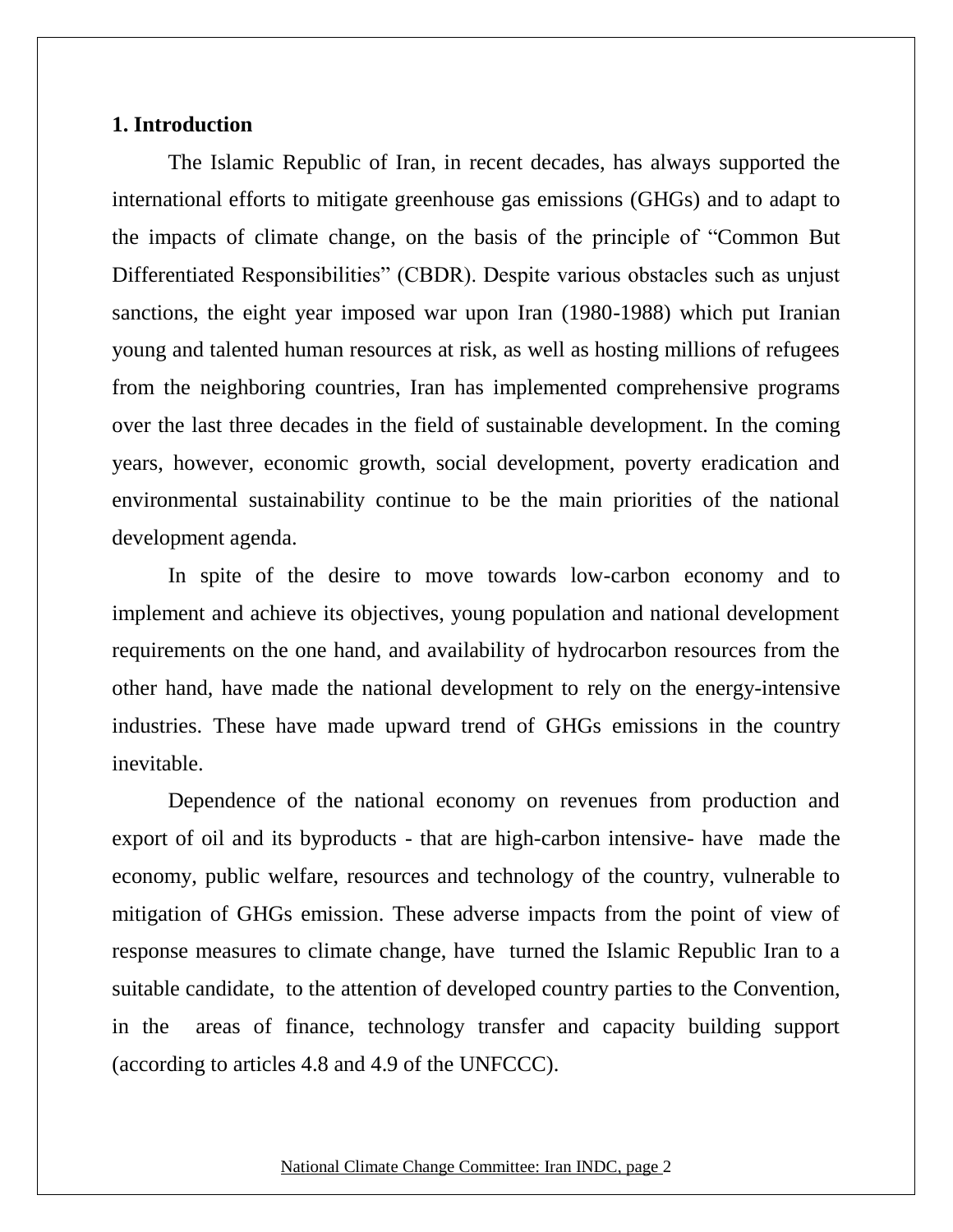## 1. Introduction

The Islamic Republic of Iran, in recent decades, has always supported the international efforts to mitigate greenhouse gas emissions (GHGs) and to adapt to the impacts of climate change, on the basis of the principle of “Common But Differentiated Responsibilities” (CBDR). Despite various obstacles such as unjust sanctions, the eight year imposed war upon Iran (1980-1988) which put Iranian young and talented human resources at risk, as well as hosting millions of refugees from the neighboring countries, Iran has implemented comprehensive programs over the last three decades in the field of sustainable development. In the coming years, however, economic growth, social development, poverty eradication and environmental sustainability continue to be the main priorities of the national development agenda.

In spite of the desire to move towards low-carbon economy and to implement and achieve its objectives, young population and national development requirements on the one hand, and availability of hydrocarbon resources from the other hand, have made the national development to rely on the energy-intensive industries. These have made upward trend of GHGs emissions in the country inevitable.

Dependence of the national economy on revenues from production and export of oil and its byproducts - that are high-carbon intensive- have made the economy, public welfare, resources and technology of the country, vulnerable to mitigation of GHGs emission. These adverse impacts from the point of view of response measures to climate change, have turned the Islamic Republic Iran to a suitable candidate, to the attention of developed country parties to the Convention, in the areas of finance, technology transfer and capacity building support (according to articles 4.8 and 4.9 of the UNFCCC).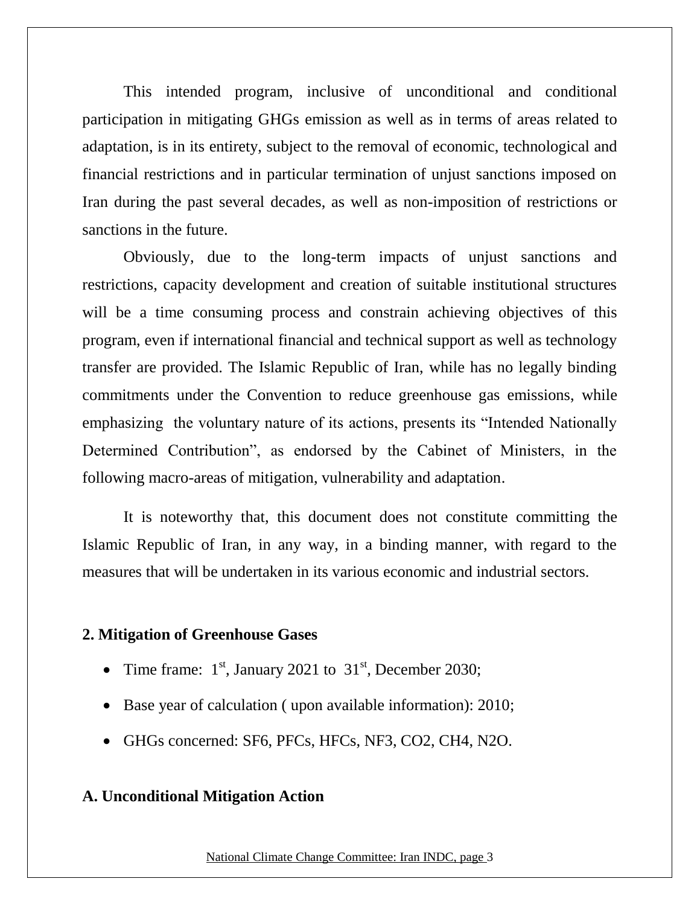This intended program, inclusive of unconditional and conditional participation in mitigating GHGs emission as well as in terms of areas related to adaptation, is in its entirety, subject to the removal of economic, technological and financial restrictions and in particular termination of unjust sanctions imposed on Iran during the past several decades, as well as non-imposition of restrictions or sanctions in the future.

Obviously, due to the long-term impacts of unjust sanctions and restrictions, capacity development and creation of suitable institutional structures will be a time consuming process and constrain achieving objectives of this program, even if international financial and technical support as well as technology transfer are provided. The Islamic Republic of Iran, while has no legally binding commitments under the Convention to reduce greenhouse gas emissions, while emphasizing the voluntary nature of its actions, presents its "Intended Nationally Determined Contribution", as endorsed by the Cabinet of Ministers, in the following macro-areas of mitigation, vulnerability and adaptation.

It is noteworthy that, this document does not constitute committing the Islamic Republic of Iran, in any way, in a binding manner, with regard to the measures that will be undertaken in its various economic and industrial sectors.

## 2. Mitigation of Greenhouse Gases

- Time frame: 1st, January 2021 to 31st, December 2030;
- Base year of calculation ( upon available information): 2010;
- GHGs concerned: $SF_6$, PFCs, HFCs, $NF_3$, $CO_2$, $CH_4$, $N_2O$.

### A. Unconditional Mitigation Action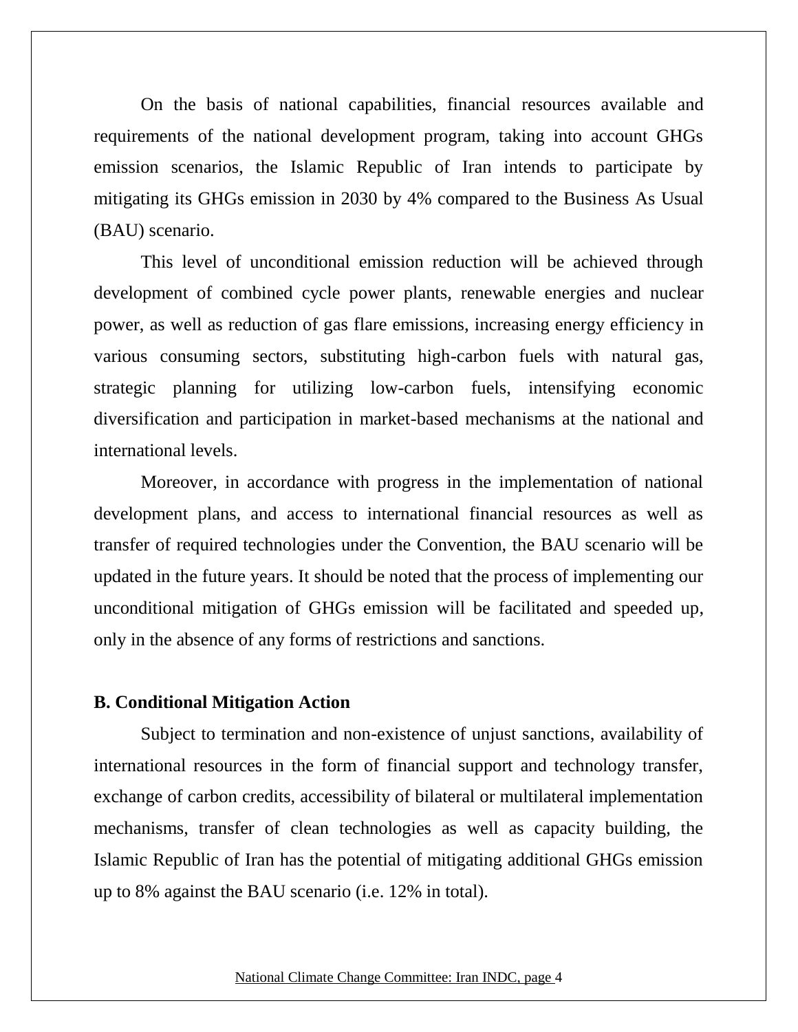On the basis of national capabilities, financial resources available and requirements of the national development program, taking into account GHGs emission scenarios, the Islamic Republic of Iran intends to participate by mitigating its GHGs emission in 2030 by 4% compared to the Business As Usual (BAU) scenario.

This level of unconditional emission reduction will be achieved through development of combined cycle power plants, renewable energies and nuclear power, as well as reduction of gas flare emissions, increasing energy efficiency in various consuming sectors, substituting high-carbon fuels with natural gas, strategic planning for utilizing low-carbon fuels, intensifying economic diversification and participation in market-based mechanisms at the national and international levels.

Moreover, in accordance with progress in the implementation of national development plans, and access to international financial resources as well as transfer of required technologies under the Convention, the BAU scenario will be updated in the future years. It should be noted that the process of implementing our unconditional mitigation of GHGs emission will be facilitated and speeded up, only in the absence of any forms of restrictions and sanctions.

**B. Conditional Mitigation Action**

Subject to termination and non-existence of unjust sanctions, availability of international resources in the form of financial support and technology transfer, exchange of carbon credits, accessibility of bilateral or multilateral implementation mechanisms, transfer of clean technologies as well as capacity building, the Islamic Republic of Iran has the potential of mitigating additional GHGs emission up to 8% against the BAU scenario (i.e. 12% in total).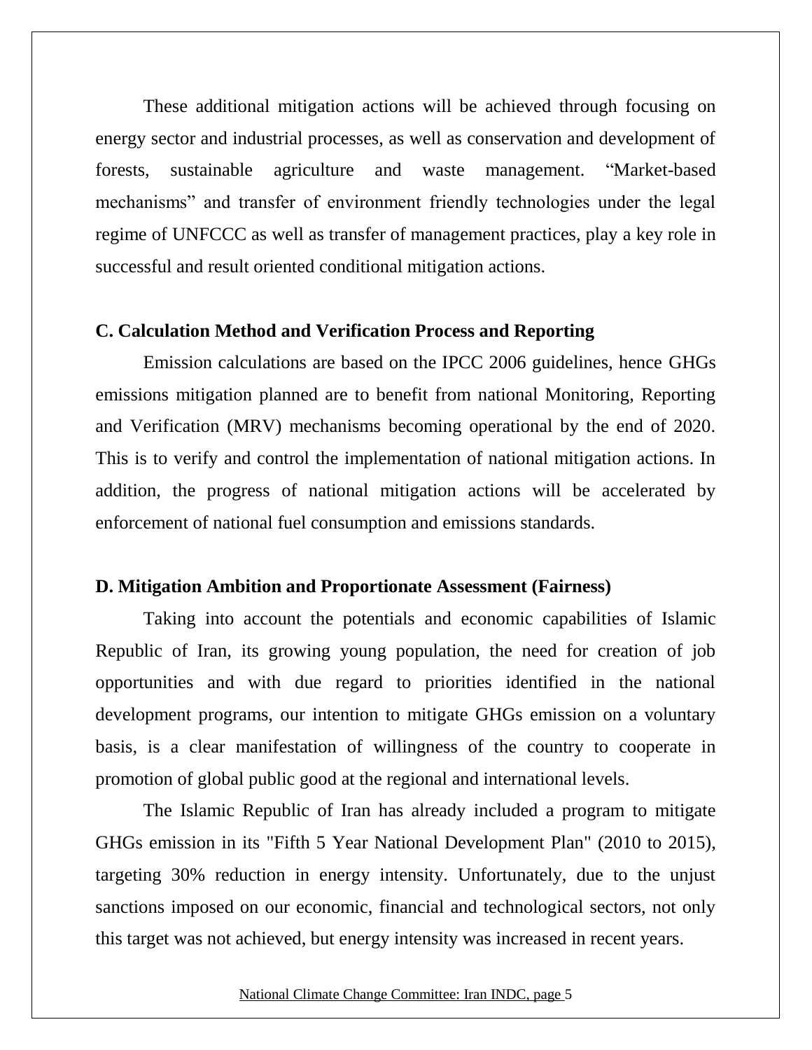These additional mitigation actions will be achieved through focusing on energy sector and industrial processes, as well as conservation and development of forests, sustainable agriculture and waste management. “Market-based mechanisms” and transfer of environment friendly technologies under the legal regime of UNFCCC as well as transfer of management practices, play a key role in successful and result oriented conditional mitigation actions.

## C. Calculation Method and Verification Process and Reporting

Emission calculations are based on the IPCC 2006 guidelines, hence GHGs emissions mitigation planned are to benefit from national Monitoring, Reporting and Verification (MRV) mechanisms becoming operational by the end of 2020. This is to verify and control the implementation of national mitigation actions. In addition, the progress of national mitigation actions will be accelerated by enforcement of national fuel consumption and emissions standards.

## D. Mitigation Ambition and Proportionate Assessment (Fairness)

Taking into account the potentials and economic capabilities of Islamic Republic of Iran, its growing young population, the need for creation of job opportunities and with due regard to priorities identified in the national development programs, our intention to mitigate GHGs emission on a voluntary basis, is a clear manifestation of willingness of the country to cooperate in promotion of global public good at the regional and international levels.

The Islamic Republic of Iran has already included a program to mitigate GHGs emission in its "Fifth 5 Year National Development Plan" (2010 to 2015), targeting 30% reduction in energy intensity. Unfortunately, due to the unjust sanctions imposed on our economic, financial and technological sectors, not only this target was not achieved, but energy intensity was increased in recent years.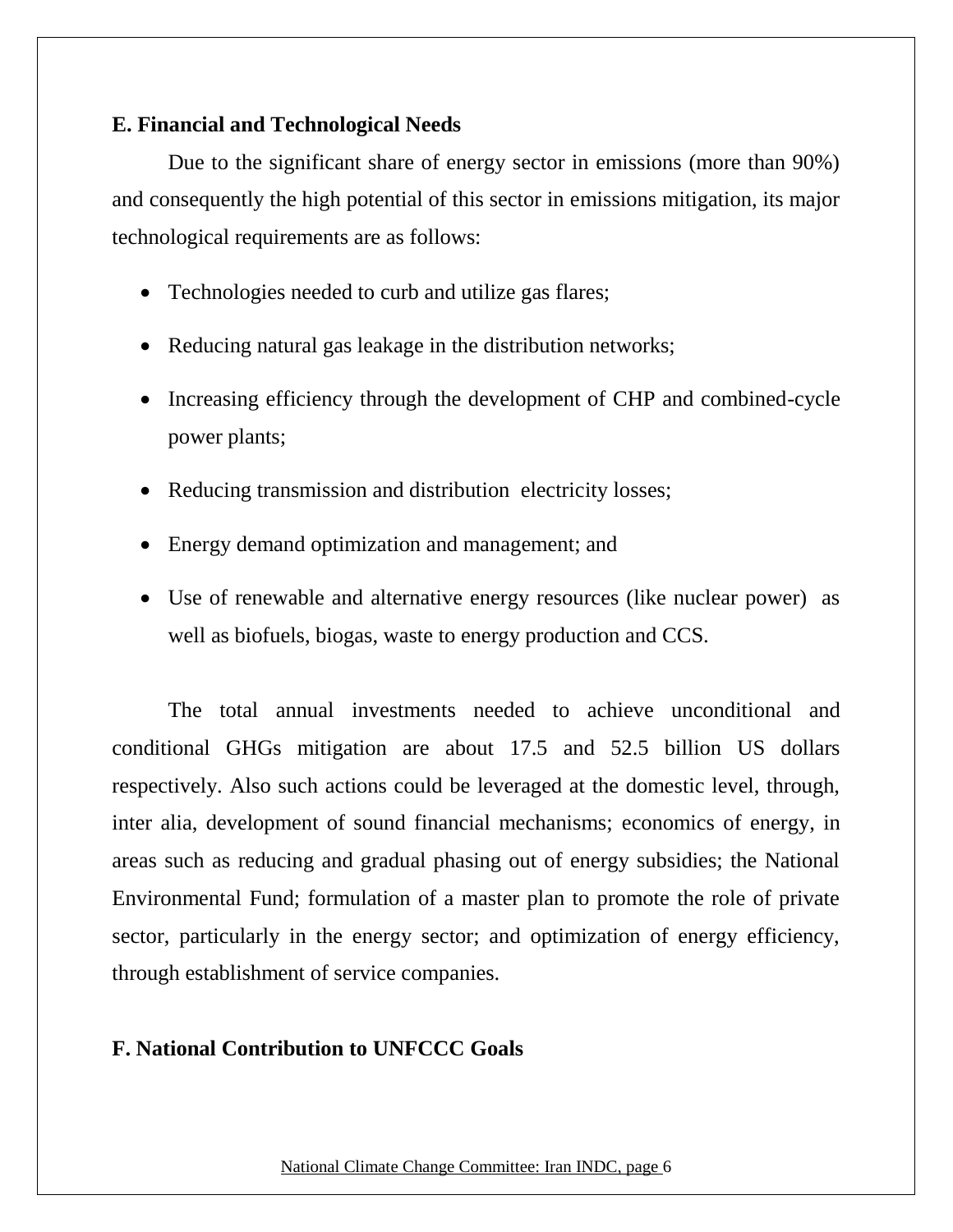## E. Financial and Technological Needs

Due to the significant share of energy sector in emissions (more than 90%) and consequently the high potential of this sector in emissions mitigation, its major technological requirements are as follows:

- Technologies needed to curb and utilize gas flares;
- Reducing natural gas leakage in the distribution networks;
- Increasing efficiency through the development of CHP and combined-cycle power plants;
- Reducing transmission and distribution electricity losses;
- Energy demand optimization and management; and
- Use of renewable and alternative energy resources (like nuclear power) as well as biofuels, biogas, waste to energy production and CCS.

The total annual investments needed to achieve unconditional and conditional GHGs mitigation are about 17.5 and 52.5 billion US dollars respectively. Also such actions could be leveraged at the domestic level, through, inter alia, development of sound financial mechanisms; economics of energy, in areas such as reducing and gradual phasing out of energy subsidies; the National Environmental Fund; formulation of a master plan to promote the role of private sector, particularly in the energy sector; and optimization of energy efficiency, through establishment of service companies.

## F. National Contribution to UNFCCC Goals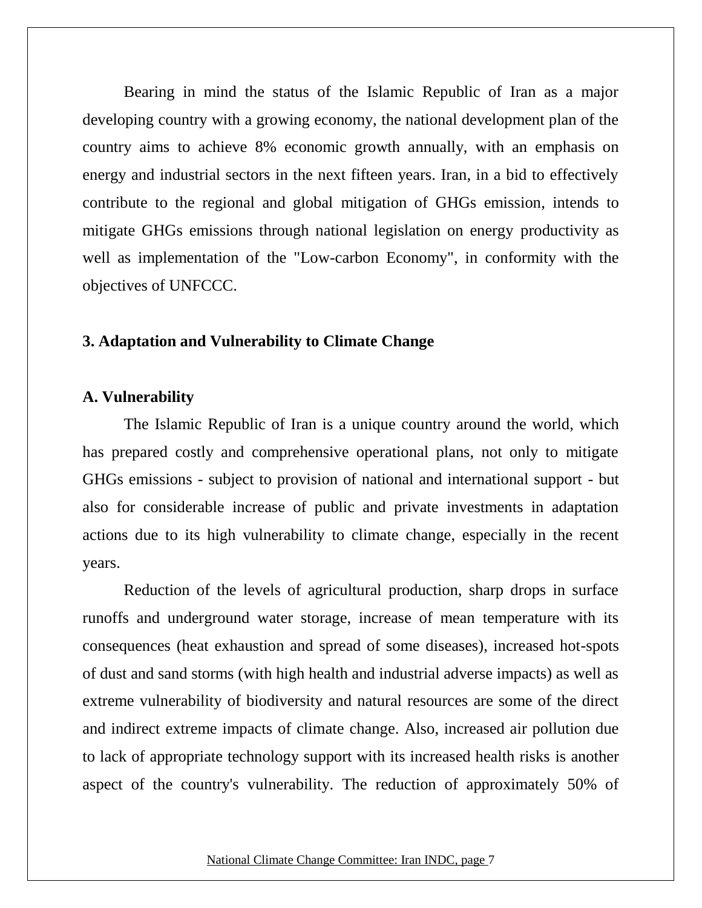Bearing in mind the status of the Islamic Republic of Iran as a major developing country with a growing economy, the national development plan of the country aims to achieve 8% economic growth annually, with an emphasis on energy and industrial sectors in the next fifteen years. Iran, in a bid to effectively contribute to the regional and global mitigation of GHGs emission, intends to mitigate GHGs emissions through national legislation on energy productivity as well as implementation of the "Low-carbon Economy", in conformity with the objectives of UNFCCC.

## 3. Adaptation and Vulnerability to Climate Change

### A. Vulnerability

The Islamic Republic of Iran is a unique country around the world, which has prepared costly and comprehensive operational plans, not only to mitigate GHGs emissions - subject to provision of national and international support - but also for considerable increase of public and private investments in adaptation actions due to its high vulnerability to climate change, especially in the recent years.

Reduction of the levels of agricultural production, sharp drops in surface runoffs and underground water storage, increase of mean temperature with its consequences (heat exhaustion and spread of some diseases), increased hot-spots of dust and sand storms (with high health and industrial adverse impacts) as well as extreme vulnerability of biodiversity and natural resources are some of the direct and indirect extreme impacts of climate change. Also, increased air pollution due to lack of appropriate technology support with its increased health risks is another aspect of the country's vulnerability. The reduction of approximately 50% of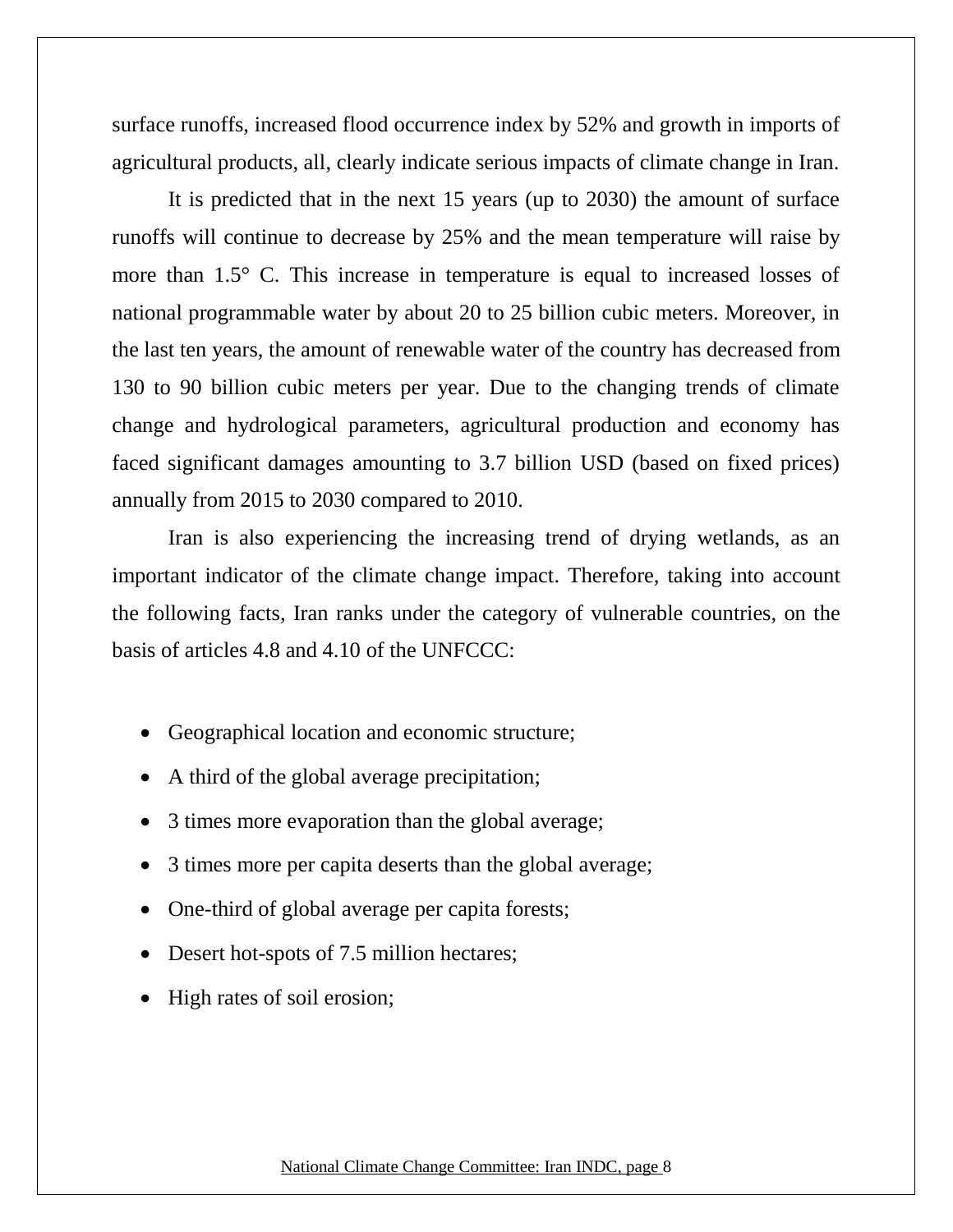surface runoffs, increased flood occurrence index by 52% and growth in imports of agricultural products, all, clearly indicate serious impacts of climate change in Iran.

It is predicted that in the next 15 years (up to 2030) the amount of surface runoffs will continue to decrease by 25% and the mean temperature will raise by more than 1.5° C. This increase in temperature is equal to increased losses of national programmable water by about 20 to 25 billion cubic meters. Moreover, in the last ten years, the amount of renewable water of the country has decreased from 130 to 90 billion cubic meters per year. Due to the changing trends of climate change and hydrological parameters, agricultural production and economy has faced significant damages amounting to 3.7 billion USD (based on fixed prices) annually from 2015 to 2030 compared to 2010.

Iran is also experiencing the increasing trend of drying wetlands, as an important indicator of the climate change impact. Therefore, taking into account the following facts, Iran ranks under the category of vulnerable countries, on the basis of articles 4.8 and 4.10 of the UNFCCC:

- Geographical location and economic structure;
- A third of the global average precipitation;
- 3 times more evaporation than the global average;
- 3 times more per capita deserts than the global average;
- One-third of global average per capita forests;
- Desert hot-spots of 7.5 million hectares;
- High rates of soil erosion;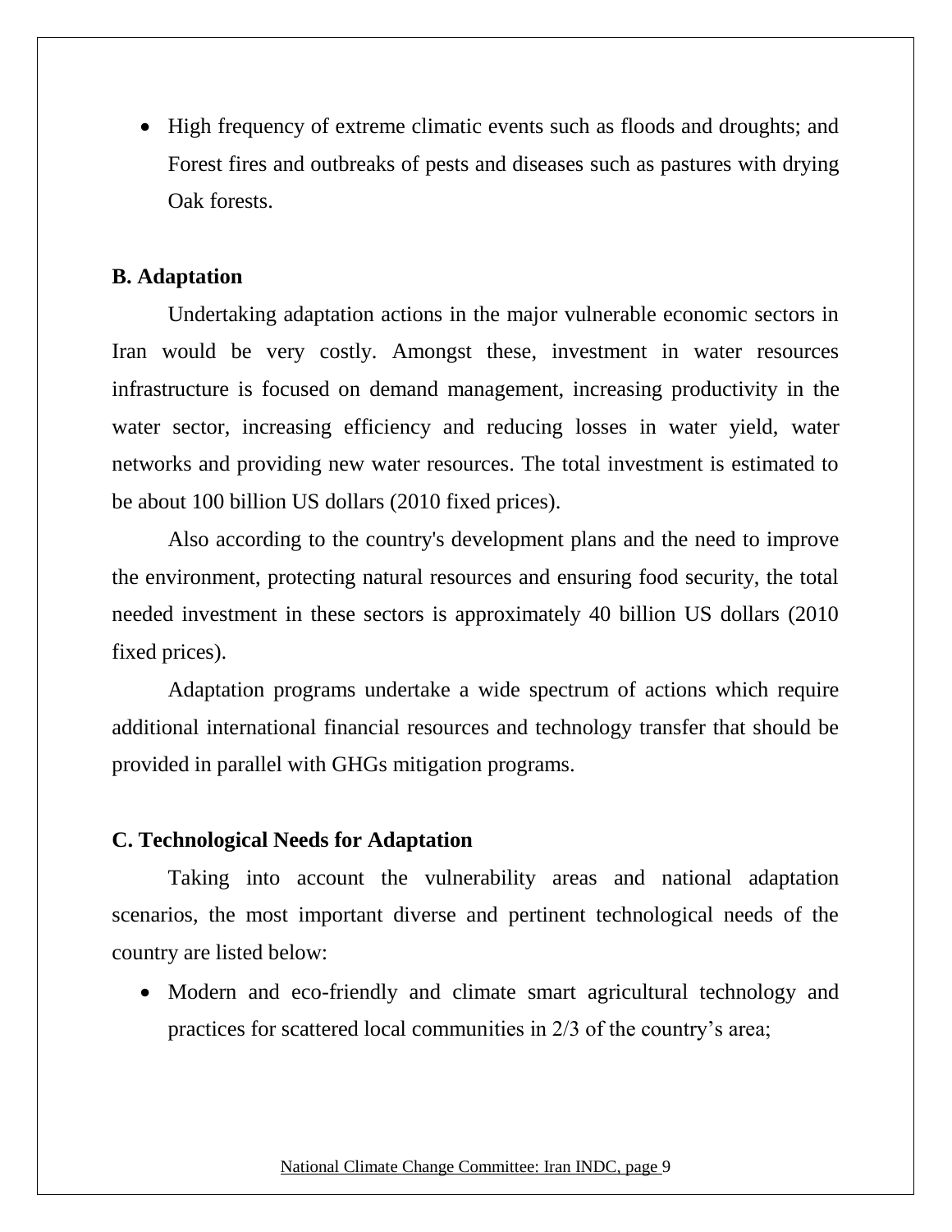- High frequency of extreme climatic events such as floods and droughts; and Forest fires and outbreaks of pests and diseases such as pastures with drying Oak forests.

**B. Adaptation**

Undertaking adaptation actions in the major vulnerable economic sectors in Iran would be very costly. Amongst these, investment in water resources infrastructure is focused on demand management, increasing productivity in the water sector, increasing efficiency and reducing losses in water yield, water networks and providing new water resources. The total investment is estimated to be about 100 billion US dollars (2010 fixed prices).

Also according to the country's development plans and the need to improve the environment, protecting natural resources and ensuring food security, the total needed investment in these sectors is approximately 40 billion US dollars (2010 fixed prices).

Adaptation programs undertake a wide spectrum of actions which require additional international financial resources and technology transfer that should be provided in parallel with GHGs mitigation programs.

**C. Technological Needs for Adaptation**

Taking into account the vulnerability areas and national adaptation scenarios, the most important diverse and pertinent technological needs of the country are listed below:

- Modern and eco-friendly and climate smart agricultural technology and practices for scattered local communities in 2/3 of the country's area;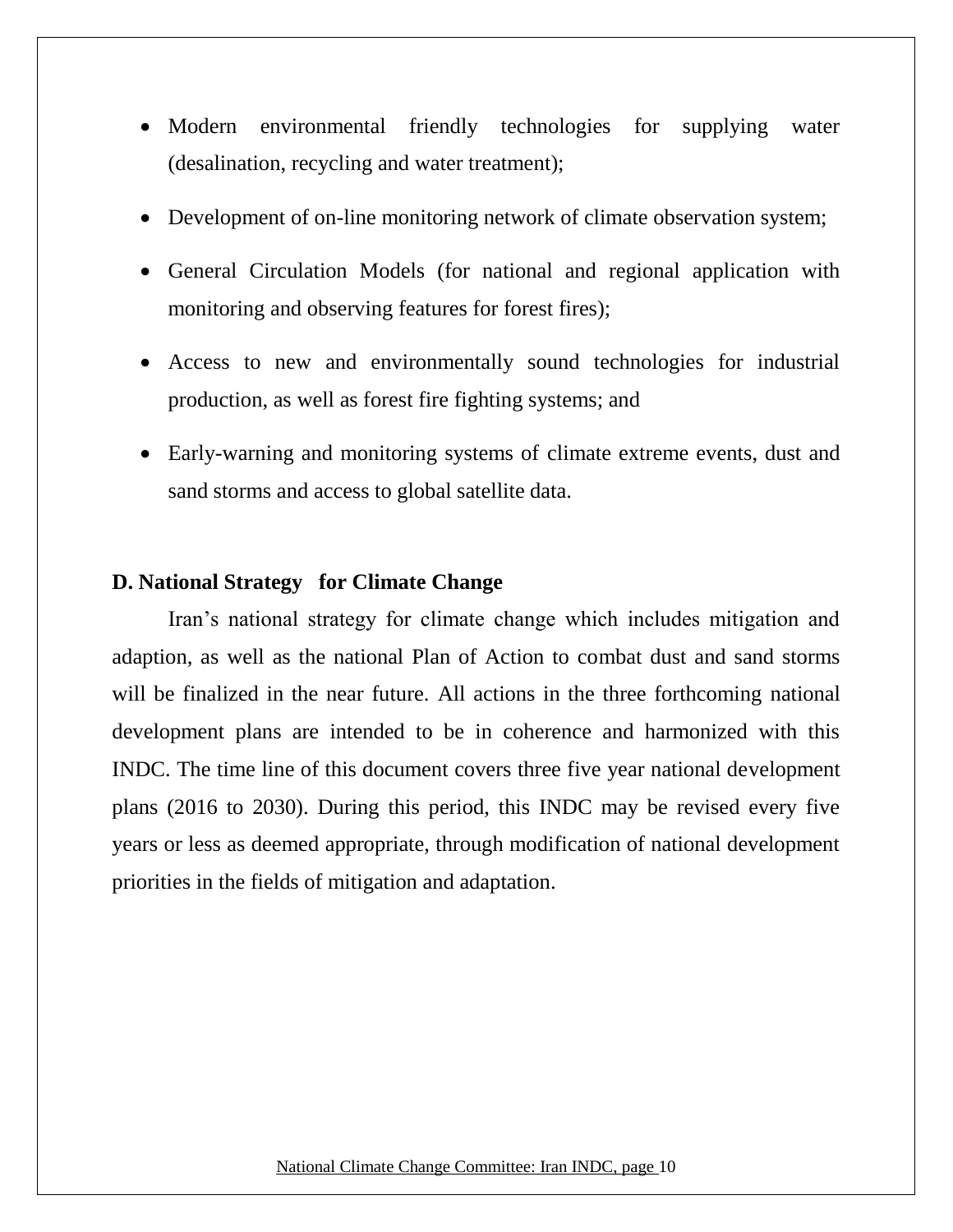- Modern environmental friendly technologies for supplying water (desalination, recycling and water treatment);
- Development of on-line monitoring network of climate observation system;
- General Circulation Models (for national and regional application with monitoring and observing features for forest fires);
- Access to new and environmentally sound technologies for industrial production, as well as forest fire fighting systems; and
- Early-warning and monitoring systems of climate extreme events, dust and sand storms and access to global satellite data.

**D. National Strategy for Climate Change**

Iran's national strategy for climate change which includes mitigation and adaption, as well as the national Plan of Action to combat dust and sand storms will be finalized in the near future. All actions in the three forthcoming national development plans are intended to be in coherence and harmonized with this INDC. The time line of this document covers three five year national development plans (2016 to 2030). During this period, this INDC may be revised every five years or less as deemed appropriate, through modification of national development priorities in the fields of mitigation and adaptation.